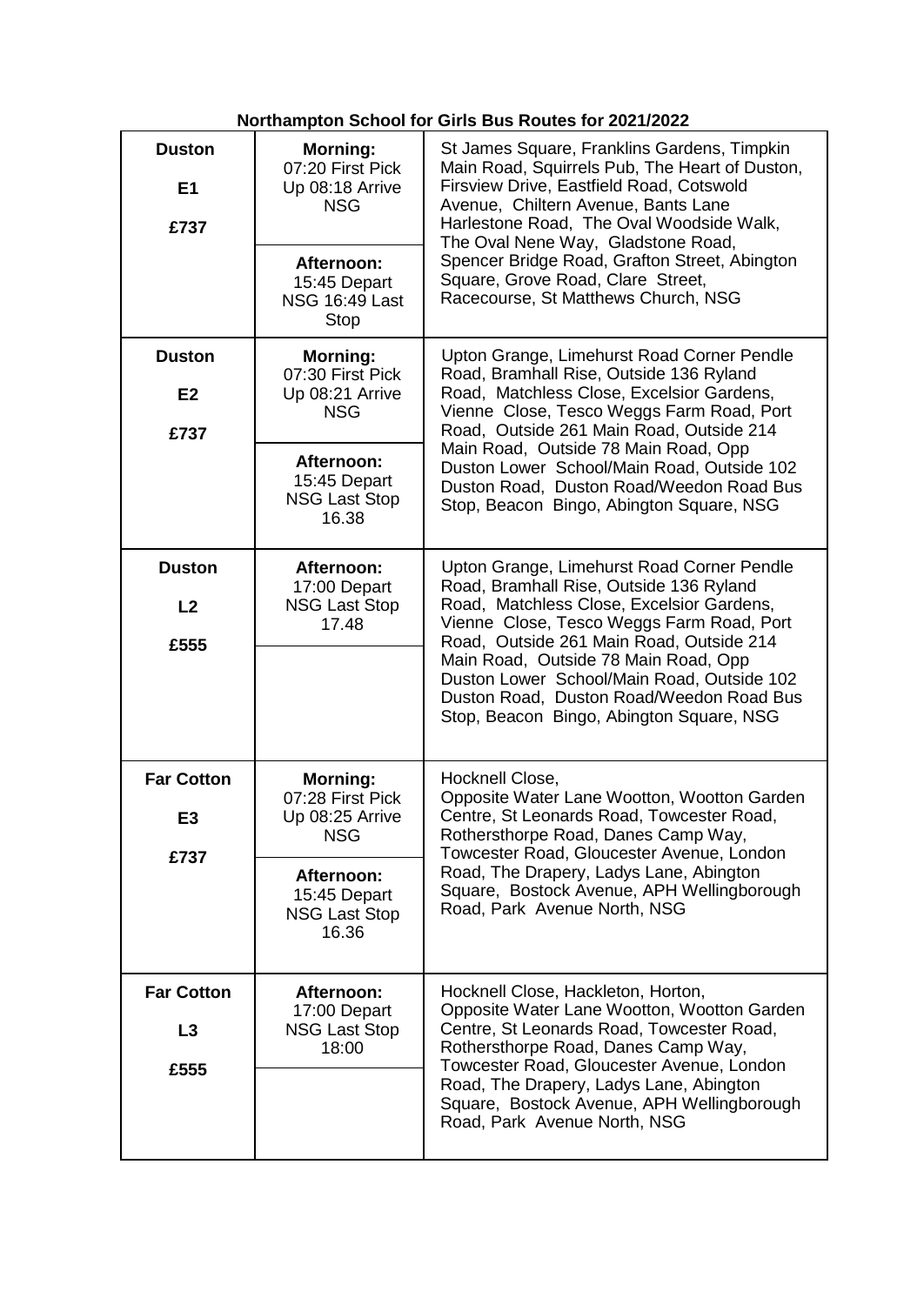**Northampton School for Girls Bus Routes for 2021/2022**

| Route | Times | Stops |
|---|---|---|
| **Duston**<br>**E1**<br>**£737** | **Morning:** 07:20 First Pick Up 08:18 Arrive NSG<br>**Afternoon:** 15:45 Depart NSG 16:49 Last Stop | St James Square, Franklins Gardens, Timpkin Main Road, Squirrels Pub, The Heart of Duston, Firsview Drive, Eastfield Road, Cotswold Avenue, Chiltern Avenue, Bants Lane Harlestone Road, The Oval Woodside Walk, The Oval Nene Way, Gladstone Road, Spencer Bridge Road, Grafton Street, Abington Square, Grove Road, Clare Street, Racecourse, St Matthews Church, NSG |
| **Duston**<br>**E2**<br>**£737** | **Morning:** 07:30 First Pick Up 08:21 Arrive NSG<br>**Afternoon:** 15:45 Depart NSG Last Stop 16.38 | Upton Grange, Limehurst Road Corner Pendle Road, Bramhall Rise, Outside 136 Ryland Road, Matchless Close, Excelsior Gardens, Vienne Close, Tesco Weggs Farm Road, Port Road, Outside 261 Main Road, Outside 214 Main Road, Outside 78 Main Road, Opp Duston Lower School/Main Road, Outside 102 Duston Road, Duston Road/Weedon Road Bus Stop, Beacon Bingo, Abington Square, NSG |
| **Duston**<br>**L2**<br>**£555** | **Afternoon:** 17:00 Depart NSG Last Stop 17.48 | Upton Grange, Limehurst Road Corner Pendle Road, Bramhall Rise, Outside 136 Ryland Road, Matchless Close, Excelsior Gardens, Vienne Close, Tesco Weggs Farm Road, Port Road, Outside 261 Main Road, Outside 214 Main Road, Outside 78 Main Road, Opp Duston Lower School/Main Road, Outside 102 Duston Road, Duston Road/Weedon Road Bus Stop, Beacon Bingo, Abington Square, NSG |
| **Far Cotton**<br>**E3**<br>**£737** | **Morning:** 07:28 First Pick Up 08:25 Arrive NSG<br>**Afternoon:** 15:45 Depart NSG Last Stop 16.36 | Hocknell Close, Opposite Water Lane Wootton, Wootton Garden Centre, St Leonards Road, Towcester Road, Rothersthorpe Road, Danes Camp Way, Towcester Road, Gloucester Avenue, London Road, The Drapery, Ladys Lane, Abington Square, Bostock Avenue, APH Wellingborough Road, Park Avenue North, NSG |
| **Far Cotton**<br>**L3**<br>**£555** | **Afternoon:** 17:00 Depart NSG Last Stop 18:00 | Hocknell Close, Hackleton, Horton, Opposite Water Lane Wootton, Wootton Garden Centre, St Leonards Road, Towcester Road, Rothersthorpe Road, Danes Camp Way, Towcester Road, Gloucester Avenue, London Road, The Drapery, Ladys Lane, Abington Square, Bostock Avenue, APH Wellingborough Road, Park Avenue North, NSG |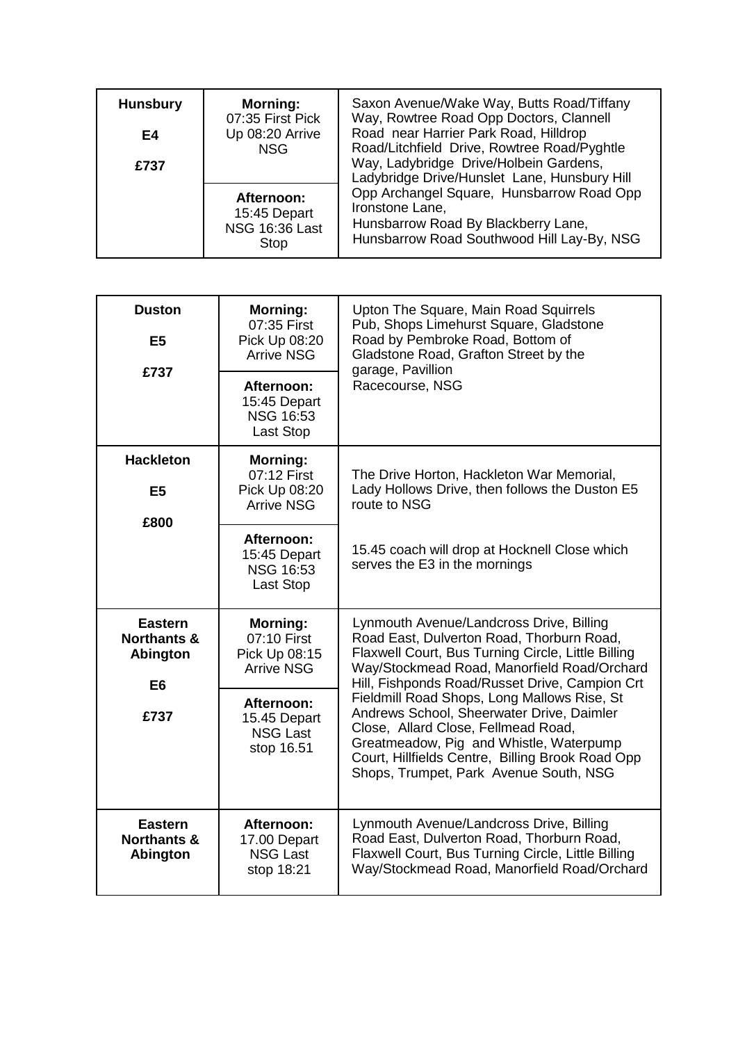| Hunsbury<br>E4<br>£737 | Morning:<br>07:35 First Pick Up 08:20 Arrive NSG | Saxon Avenue/Wake Way, Butts Road/Tiffany Way, Rowtree Road Opp Doctors, Clannell Road near Harrier Park Road, Hilldrop Road/Litchfield Drive, Rowtree Road/Pyghtle Way, Ladybridge Drive/Holbein Gardens, Ladybridge Drive/Hunslet Lane, Hunsbury Hill Opp Archangel Square, Hunsbarrow Road Opp Ironstone Lane, Hunsbarrow Road By Blackberry Lane, Hunsbarrow Road Southwood Hill Lay-By, NSG |
|---|---|---|
| | Afternoon:<br>15:45 Depart NSG 16:36 Last Stop | |

| Duston<br>E5<br>£737 | Morning:<br>07:35 First Pick Up 08:20 Arrive NSG | Upton The Square, Main Road Squirrels Pub, Shops Limehurst Square, Gladstone Road by Pembroke Road, Bottom of Gladstone Road, Grafton Street by the garage, Pavillion Racecourse, NSG |
|---|---|---|
| | Afternoon:<br>15:45 Depart NSG 16:53 Last Stop | |
| Hackleton<br>E5<br>£800 | Morning:<br>07:12 First Pick Up 08:20 Arrive NSG | The Drive Horton, Hackleton War Memorial, Lady Hollows Drive, then follows the Duston E5 route to NSG |
| | Afternoon:<br>15:45 Depart NSG 16:53 Last Stop | 15.45 coach will drop at Hocknell Close which serves the E3 in the mornings |
| Eastern Northants & Abington<br>E6<br>£737 | Morning:<br>07:10 First Pick Up 08:15 Arrive NSG | Lynmouth Avenue/Landcross Drive, Billing Road East, Dulverton Road, Thorburn Road, Flaxwell Court, Bus Turning Circle, Little Billing Way/Stockmead Road, Manorfield Road/Orchard Hill, Fishponds Road/Russet Drive, Campion Crt Fieldmill Road Shops, Long Mallows Rise, St Andrews School, Sheerwater Drive, Daimler Close, Allard Close, Fellmead Road, Greatmeadow, Pig and Whistle, Waterpump Court, Hillfields Centre, Billing Brook Road Opp Shops, Trumpet, Park Avenue South, NSG |
| | Afternoon:<br>15.45 Depart NSG Last stop 16.51 | |
| Eastern Northants & Abington | Afternoon:<br>17.00 Depart NSG Last stop 18:21 | Lynmouth Avenue/Landcross Drive, Billing Road East, Dulverton Road, Thorburn Road, Flaxwell Court, Bus Turning Circle, Little Billing Way/Stockmead Road, Manorfield Road/Orchard |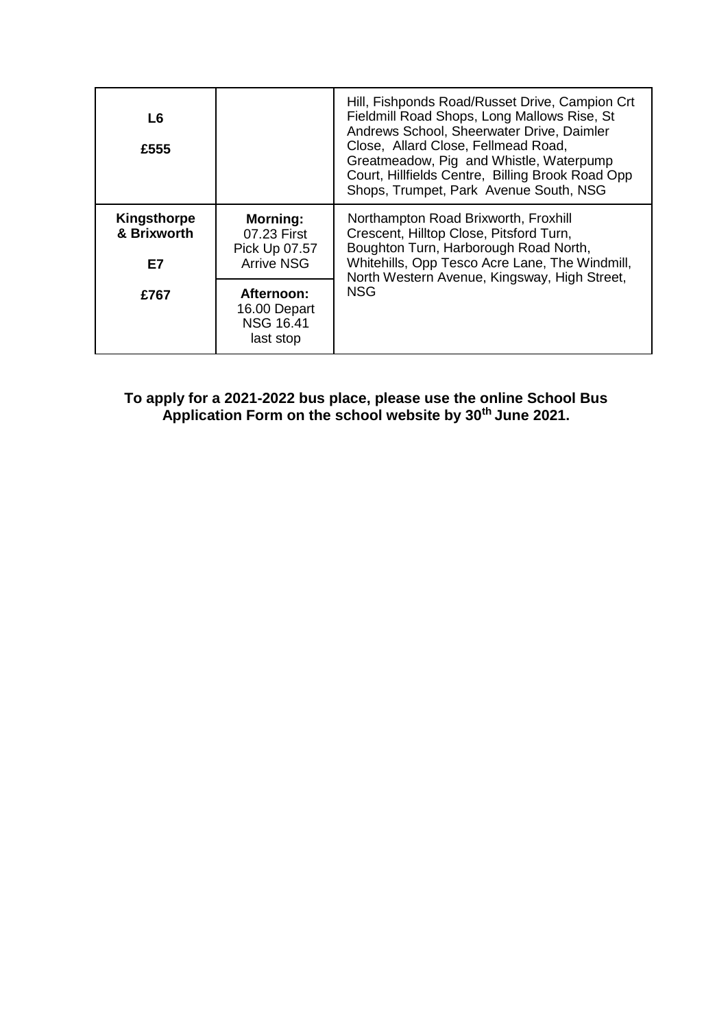| | | |
|---|---|---|
| **L6**<br><br>**£555** | | Hill, Fishponds Road/Russet Drive, Campion Crt Fieldmill Road Shops, Long Mallows Rise, St Andrews School, Sheerwater Drive, Daimler Close, Allard Close, Fellmead Road, Greatmeadow, Pig and Whistle, Waterpump Court, Hillfields Centre, Billing Brook Road Opp Shops, Trumpet, Park Avenue South, NSG |
| **Kingsthorpe & Brixworth**<br><br>**E7**<br><br>**£767** | **Morning:**<br>07.23 First Pick Up 07.57 Arrive NSG<br><br>**Afternoon:**<br>16.00 Depart NSG 16.41 last stop | Northampton Road Brixworth, Froxhill Crescent, Hilltop Close, Pitsford Turn, Boughton Turn, Harborough Road North, Whitehills, Opp Tesco Acre Lane, The Windmill, North Western Avenue, Kingsway, High Street, NSG |

**To apply for a 2021-2022 bus place, please use the online School Bus Application Form on the school website by 30th June 2021.**